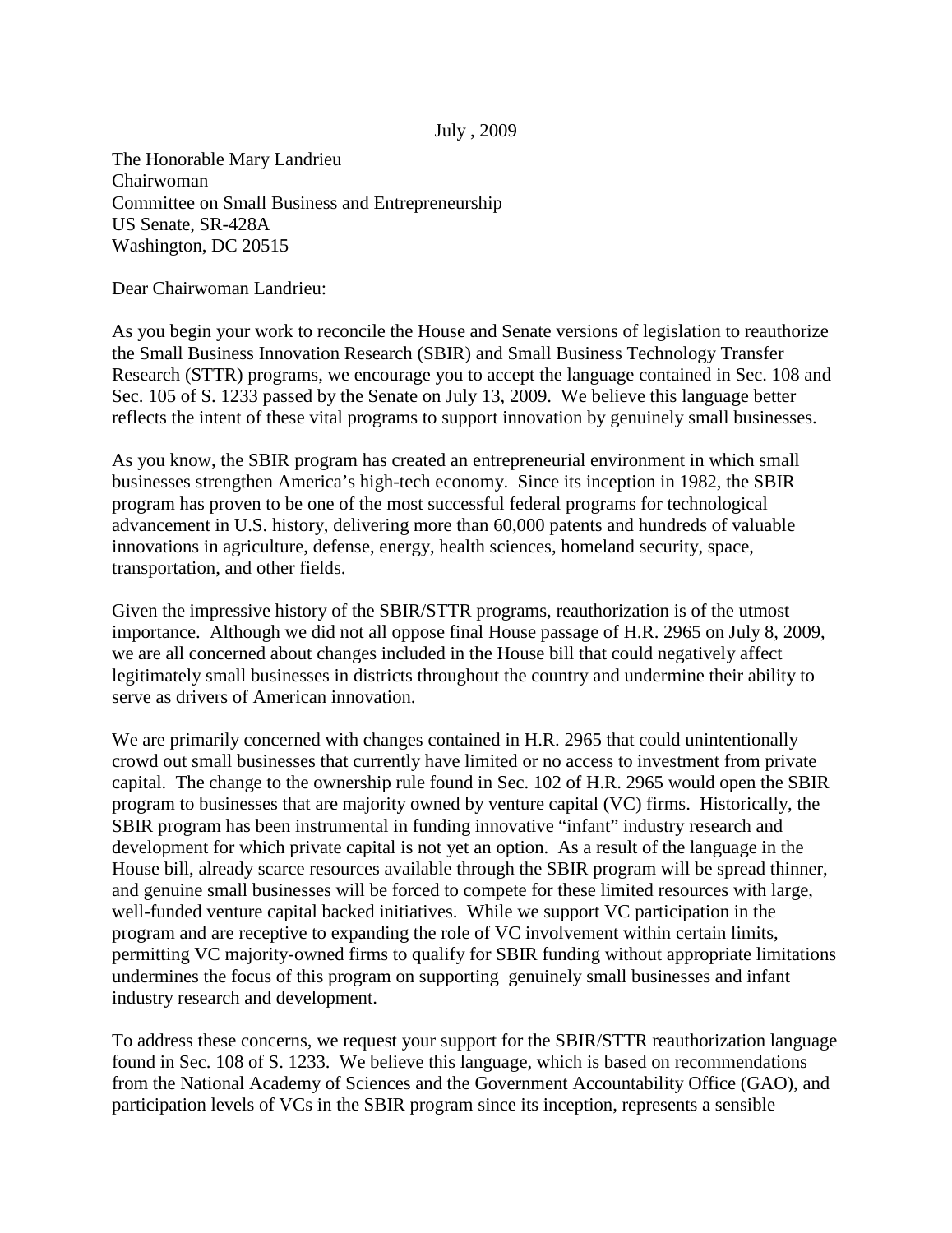July , 2009

The Honorable Mary Landrieu
Chairwoman
Committee on Small Business and Entrepreneurship
US Senate, SR-428A
Washington, DC 20515

Dear Chairwoman Landrieu:

As you begin your work to reconcile the House and Senate versions of legislation to reauthorize the Small Business Innovation Research (SBIR) and Small Business Technology Transfer Research (STTR) programs, we encourage you to accept the language contained in Sec. 108 and Sec. 105 of S. 1233 passed by the Senate on July 13, 2009. We believe this language better reflects the intent of these vital programs to support innovation by genuinely small businesses.

As you know, the SBIR program has created an entrepreneurial environment in which small businesses strengthen America's high-tech economy. Since its inception in 1982, the SBIR program has proven to be one of the most successful federal programs for technological advancement in U.S. history, delivering more than 60,000 patents and hundreds of valuable innovations in agriculture, defense, energy, health sciences, homeland security, space, transportation, and other fields.

Given the impressive history of the SBIR/STTR programs, reauthorization is of the utmost importance. Although we did not all oppose final House passage of H.R. 2965 on July 8, 2009, we are all concerned about changes included in the House bill that could negatively affect legitimately small businesses in districts throughout the country and undermine their ability to serve as drivers of American innovation.

We are primarily concerned with changes contained in H.R. 2965 that could unintentionally crowd out small businesses that currently have limited or no access to investment from private capital. The change to the ownership rule found in Sec. 102 of H.R. 2965 would open the SBIR program to businesses that are majority owned by venture capital (VC) firms. Historically, the SBIR program has been instrumental in funding innovative "infant" industry research and development for which private capital is not yet an option. As a result of the language in the House bill, already scarce resources available through the SBIR program will be spread thinner, and genuine small businesses will be forced to compete for these limited resources with large, well-funded venture capital backed initiatives. While we support VC participation in the program and are receptive to expanding the role of VC involvement within certain limits, permitting VC majority-owned firms to qualify for SBIR funding without appropriate limitations undermines the focus of this program on supporting genuinely small businesses and infant industry research and development.

To address these concerns, we request your support for the SBIR/STTR reauthorization language found in Sec. 108 of S. 1233. We believe this language, which is based on recommendations from the National Academy of Sciences and the Government Accountability Office (GAO), and participation levels of VCs in the SBIR program since its inception, represents a sensible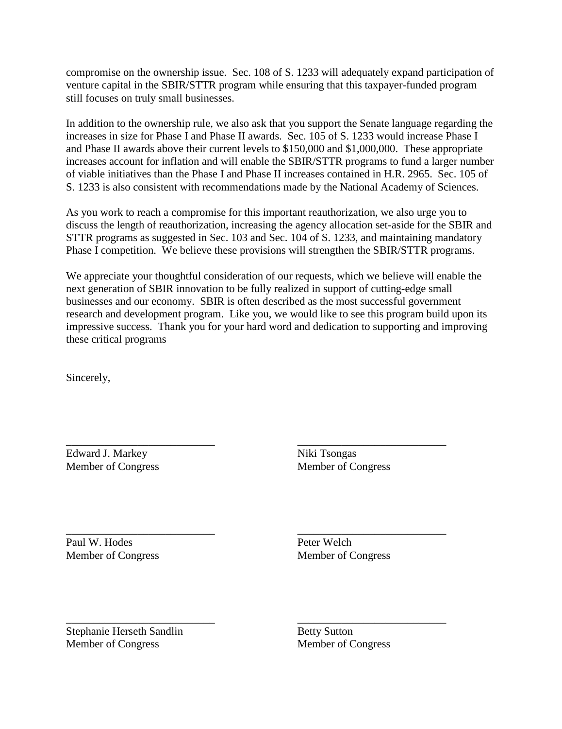compromise on the ownership issue. Sec. 108 of S. 1233 will adequately expand participation of venture capital in the SBIR/STTR program while ensuring that this taxpayer-funded program still focuses on truly small businesses.

In addition to the ownership rule, we also ask that you support the Senate language regarding the increases in size for Phase I and Phase II awards. Sec. 105 of S. 1233 would increase Phase I and Phase II awards above their current levels to $150,000 and $1,000,000. These appropriate increases account for inflation and will enable the SBIR/STTR programs to fund a larger number of viable initiatives than the Phase I and Phase II increases contained in H.R. 2965. Sec. 105 of S. 1233 is also consistent with recommendations made by the National Academy of Sciences.

As you work to reach a compromise for this important reauthorization, we also urge you to discuss the length of reauthorization, increasing the agency allocation set-aside for the SBIR and STTR programs as suggested in Sec. 103 and Sec. 104 of S. 1233, and maintaining mandatory Phase I competition. We believe these provisions will strengthen the SBIR/STTR programs.

We appreciate your thoughtful consideration of our requests, which we believe will enable the next generation of SBIR innovation to be fully realized in support of cutting-edge small businesses and our economy. SBIR is often described as the most successful government research and development program. Like you, we would like to see this program build upon its impressive success. Thank you for your hard word and dedication to supporting and improving these critical programs

Sincerely,

\_\_\_\_\_\_\_\_\_\_\_\_\_\_\_\_\_\_\_\_\_\_\_\_\_\_\_
Edward J. Markey
Member of Congress

\_\_\_\_\_\_\_\_\_\_\_\_\_\_\_\_\_\_\_\_\_\_\_\_\_\_\_
Niki Tsongas
Member of Congress

\_\_\_\_\_\_\_\_\_\_\_\_\_\_\_\_\_\_\_\_\_\_\_\_\_\_\_
Paul W. Hodes
Member of Congress

\_\_\_\_\_\_\_\_\_\_\_\_\_\_\_\_\_\_\_\_\_\_\_\_\_\_\_
Peter Welch
Member of Congress

\_\_\_\_\_\_\_\_\_\_\_\_\_\_\_\_\_\_\_\_\_\_\_\_\_\_\_
Stephanie Herseth Sandlin
Member of Congress

\_\_\_\_\_\_\_\_\_\_\_\_\_\_\_\_\_\_\_\_\_\_\_\_\_\_\_
Betty Sutton
Member of Congress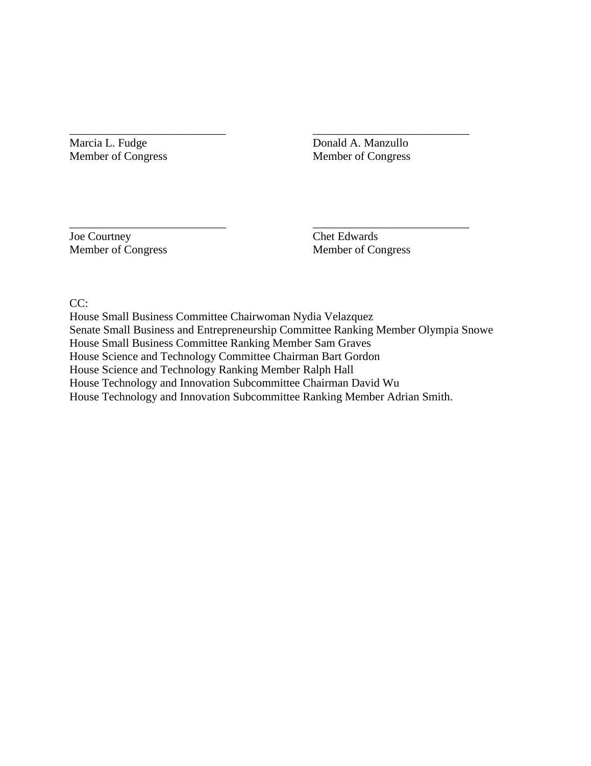| | |
|---|---|
| \_\_\_\_\_\_\_\_\_\_\_\_\_\_\_\_\_\_\_\_\_\_\_\_\_\_ | \_\_\_\_\_\_\_\_\_\_\_\_\_\_\_\_\_\_\_\_\_\_\_\_\_\_ |
| Marcia L. Fudge<br>Member of Congress | Donald A. Manzullo<br>Member of Congress |
| \_\_\_\_\_\_\_\_\_\_\_\_\_\_\_\_\_\_\_\_\_\_\_\_\_\_ | \_\_\_\_\_\_\_\_\_\_\_\_\_\_\_\_\_\_\_\_\_\_\_\_\_\_ |
| Joe Courtney<br>Member of Congress | Chet Edwards<br>Member of Congress |

CC:
House Small Business Committee Chairwoman Nydia Velazquez
Senate Small Business and Entrepreneurship Committee Ranking Member Olympia Snowe
House Small Business Committee Ranking Member Sam Graves
House Science and Technology Committee Chairman Bart Gordon
House Science and Technology Ranking Member Ralph Hall
House Technology and Innovation Subcommittee Chairman David Wu
House Technology and Innovation Subcommittee Ranking Member Adrian Smith.